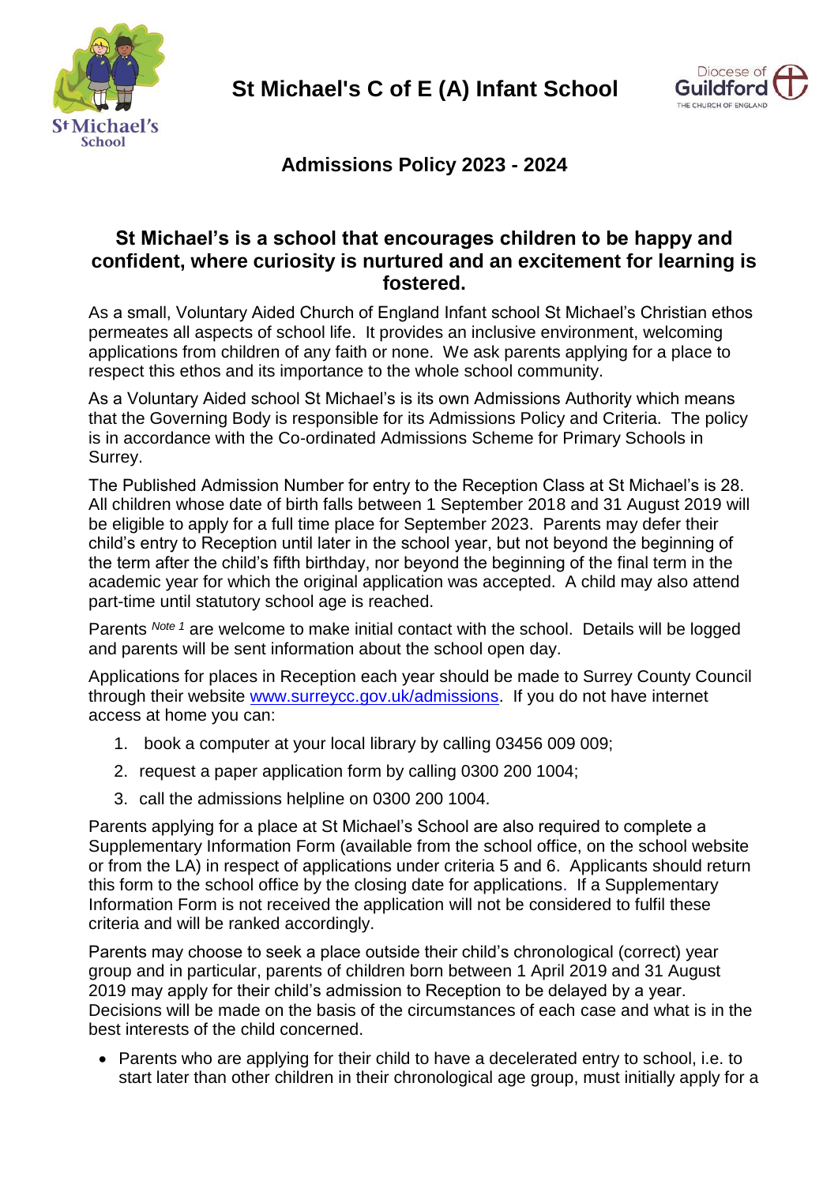# St Michael's C of E (A) Infant School

## Admissions Policy 2023 - 2024

### St Michael's is a school that encourages children to be happy and confident, where curiosity is nurtured and an excitement for learning is fostered.

As a small, Voluntary Aided Church of England Infant school St Michael's Christian ethos permeates all aspects of school life. It provides an inclusive environment, welcoming applications from children of any faith or none. We ask parents applying for a place to respect this ethos and its importance to the whole school community.

As a Voluntary Aided school St Michael's is its own Admissions Authority which means that the Governing Body is responsible for its Admissions Policy and Criteria. The policy is in accordance with the Co-ordinated Admissions Scheme for Primary Schools in Surrey.

The Published Admission Number for entry to the Reception Class at St Michael's is 28. All children whose date of birth falls between 1 September 2018 and 31 August 2019 will be eligible to apply for a full time place for September 2023. Parents may defer their child's entry to Reception until later in the school year, but not beyond the beginning of the term after the child's fifth birthday, nor beyond the beginning of the final term in the academic year for which the original application was accepted. A child may also attend part-time until statutory school age is reached.

Parents *Note 1* are welcome to make initial contact with the school. Details will be logged and parents will be sent information about the school open day.

Applications for places in Reception each year should be made to Surrey County Council through their website www.surreycc.gov.uk/admissions. If you do not have internet access at home you can:

1. book a computer at your local library by calling 03456 009 009;
2. request a paper application form by calling 0300 200 1004;
3. call the admissions helpline on 0300 200 1004.

Parents applying for a place at St Michael's School are also required to complete a Supplementary Information Form (available from the school office, on the school website or from the LA) in respect of applications under criteria 5 and 6. Applicants should return this form to the school office by the closing date for applications. If a Supplementary Information Form is not received the application will not be considered to fulfil these criteria and will be ranked accordingly.

Parents may choose to seek a place outside their child's chronological (correct) year group and in particular, parents of children born between 1 April 2019 and 31 August 2019 may apply for their child's admission to Reception to be delayed by a year. Decisions will be made on the basis of the circumstances of each case and what is in the best interests of the child concerned.

- Parents who are applying for their child to have a decelerated entry to school, i.e. to start later than other children in their chronological age group, must initially apply for a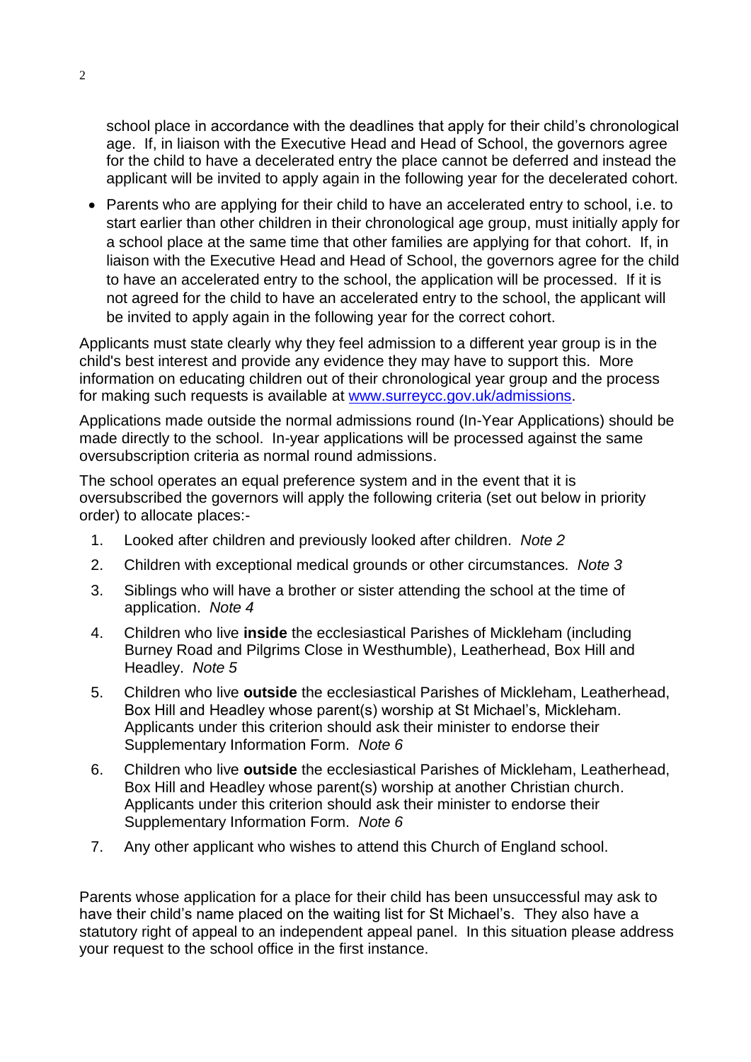school place in accordance with the deadlines that apply for their child's chronological age. If, in liaison with the Executive Head and Head of School, the governors agree for the child to have a decelerated entry the place cannot be deferred and instead the applicant will be invited to apply again in the following year for the decelerated cohort.

- Parents who are applying for their child to have an accelerated entry to school, i.e. to start earlier than other children in their chronological age group, must initially apply for a school place at the same time that other families are applying for that cohort. If, in liaison with the Executive Head and Head of School, the governors agree for the child to have an accelerated entry to the school, the application will be processed. If it is not agreed for the child to have an accelerated entry to the school, the applicant will be invited to apply again in the following year for the correct cohort.

Applicants must state clearly why they feel admission to a different year group is in the child's best interest and provide any evidence they may have to support this. More information on educating children out of their chronological year group and the process for making such requests is available at [www.surreycc.gov.uk/admissions](www.surreycc.gov.uk/admissions).

Applications made outside the normal admissions round (In-Year Applications) should be made directly to the school. In-year applications will be processed against the same oversubscription criteria as normal round admissions.

The school operates an equal preference system and in the event that it is oversubscribed the governors will apply the following criteria (set out below in priority order) to allocate places:-

1. Looked after children and previously looked after children. *Note 2*
2. Children with exceptional medical grounds or other circumstances. *Note 3*
3. Siblings who will have a brother or sister attending the school at the time of application. *Note 4*
4. Children who live **inside** the ecclesiastical Parishes of Mickleham (including Burney Road and Pilgrims Close in Westhumble), Leatherhead, Box Hill and Headley. *Note 5*
5. Children who live **outside** the ecclesiastical Parishes of Mickleham, Leatherhead, Box Hill and Headley whose parent(s) worship at St Michael's, Mickleham. Applicants under this criterion should ask their minister to endorse their Supplementary Information Form. *Note 6*
6. Children who live **outside** the ecclesiastical Parishes of Mickleham, Leatherhead, Box Hill and Headley whose parent(s) worship at another Christian church. Applicants under this criterion should ask their minister to endorse their Supplementary Information Form. *Note 6*
7. Any other applicant who wishes to attend this Church of England school.

Parents whose application for a place for their child has been unsuccessful may ask to have their child's name placed on the waiting list for St Michael's. They also have a statutory right of appeal to an independent appeal panel. In this situation please address your request to the school office in the first instance.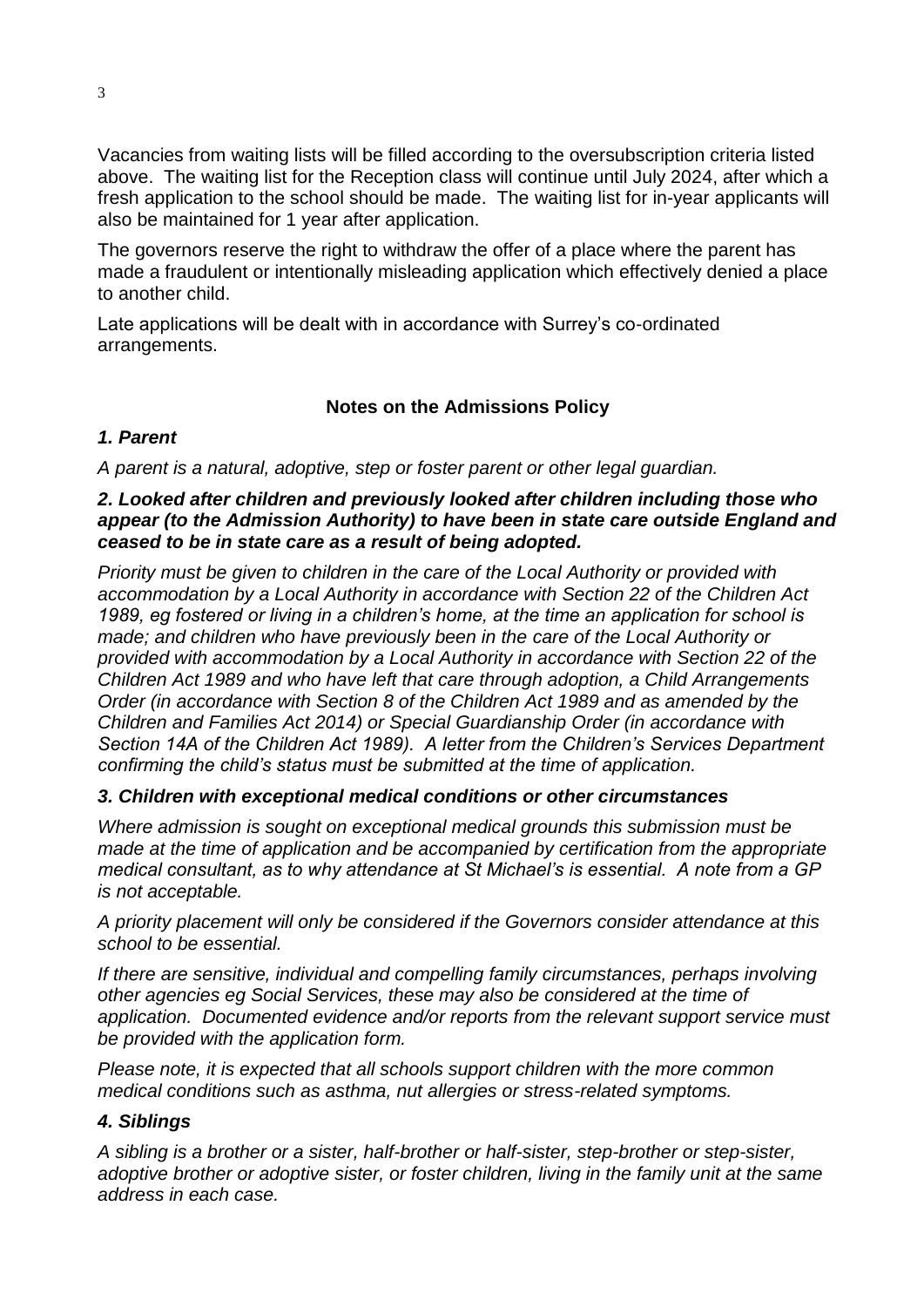Vacancies from waiting lists will be filled according to the oversubscription criteria listed above. The waiting list for the Reception class will continue until July 2024, after which a fresh application to the school should be made. The waiting list for in-year applicants will also be maintained for 1 year after application.

The governors reserve the right to withdraw the offer of a place where the parent has made a fraudulent or intentionally misleading application which effectively denied a place to another child.

Late applications will be dealt with in accordance with Surrey's co-ordinated arrangements.

## Notes on the Admissions Policy

### *1. Parent*

*A parent is a natural, adoptive, step or foster parent or other legal guardian.*

### *2. Looked after children and previously looked after children including those who appear (to the Admission Authority) to have been in state care outside England and ceased to be in state care as a result of being adopted.*

*Priority must be given to children in the care of the Local Authority or provided with accommodation by a Local Authority in accordance with Section 22 of the Children Act 1989, eg fostered or living in a children's home, at the time an application for school is made; and children who have previously been in the care of the Local Authority or provided with accommodation by a Local Authority in accordance with Section 22 of the Children Act 1989 and who have left that care through adoption, a Child Arrangements Order (in accordance with Section 8 of the Children Act 1989 and as amended by the Children and Families Act 2014) or Special Guardianship Order (in accordance with Section 14A of the Children Act 1989). A letter from the Children's Services Department confirming the child's status must be submitted at the time of application.*

### *3. Children with exceptional medical conditions or other circumstances*

*Where admission is sought on exceptional medical grounds this submission must be made at the time of application and be accompanied by certification from the appropriate medical consultant, as to why attendance at St Michael's is essential. A note from a GP is not acceptable.*

*A priority placement will only be considered if the Governors consider attendance at this school to be essential.*

*If there are sensitive, individual and compelling family circumstances, perhaps involving other agencies eg Social Services, these may also be considered at the time of application. Documented evidence and/or reports from the relevant support service must be provided with the application form.*

*Please note, it is expected that all schools support children with the more common medical conditions such as asthma, nut allergies or stress-related symptoms.*

### *4. Siblings*

*A sibling is a brother or a sister, half-brother or half-sister, step-brother or step-sister, adoptive brother or adoptive sister, or foster children, living in the family unit at the same address in each case.*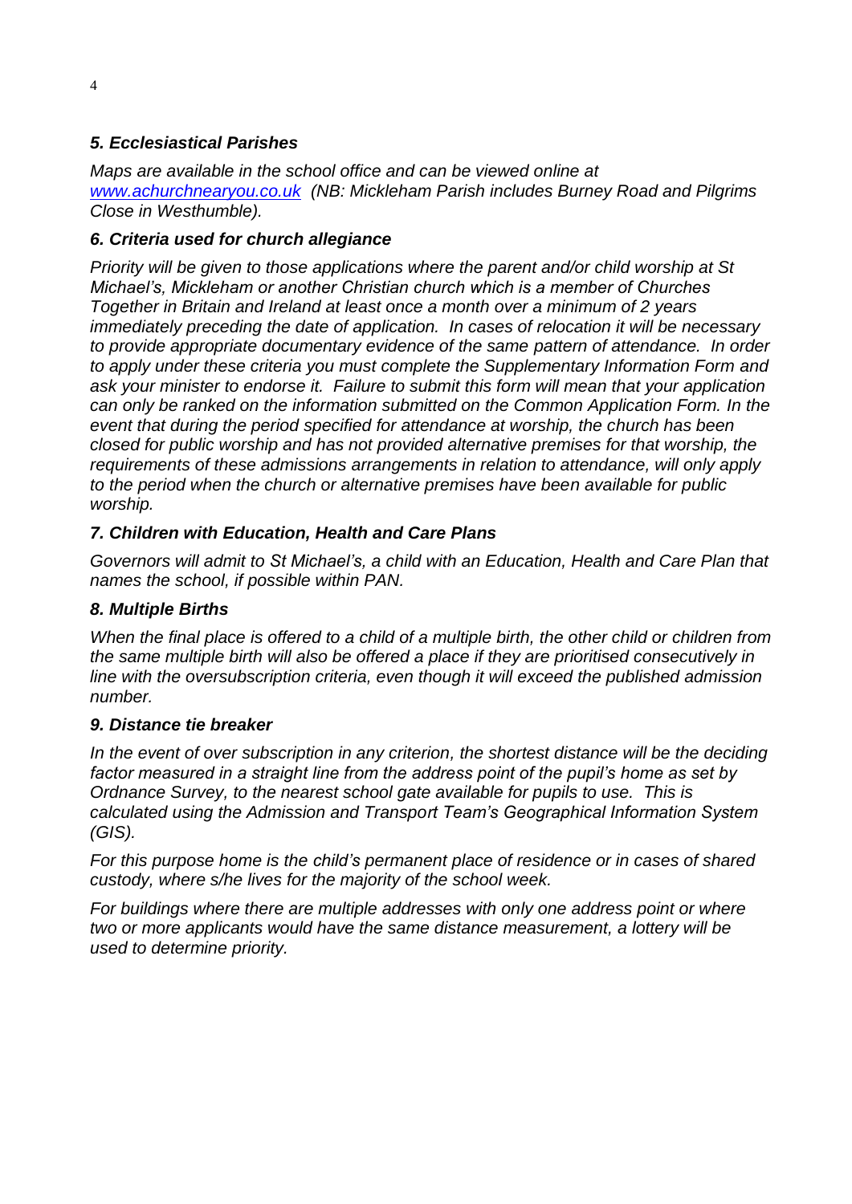### *5. Ecclesiastical Parishes*

*Maps are available in the school office and can be viewed online at [www.achurchnearyou.co.uk](www.achurchnearyou.co.uk) (NB: Mickleham Parish includes Burney Road and Pilgrims Close in Westhumble).*

### *6. Criteria used for church allegiance*

*Priority will be given to those applications where the parent and/or child worship at St Michael's, Mickleham or another Christian church which is a member of Churches Together in Britain and Ireland at least once a month over a minimum of 2 years immediately preceding the date of application. In cases of relocation it will be necessary to provide appropriate documentary evidence of the same pattern of attendance. In order to apply under these criteria you must complete the Supplementary Information Form and ask your minister to endorse it. Failure to submit this form will mean that your application can only be ranked on the information submitted on the Common Application Form. In the event that during the period specified for attendance at worship, the church has been closed for public worship and has not provided alternative premises for that worship, the requirements of these admissions arrangements in relation to attendance, will only apply to the period when the church or alternative premises have been available for public worship.*

### *7. Children with Education, Health and Care Plans*

*Governors will admit to St Michael's, a child with an Education, Health and Care Plan that names the school, if possible within PAN.*

### *8. Multiple Births*

*When the final place is offered to a child of a multiple birth, the other child or children from the same multiple birth will also be offered a place if they are prioritised consecutively in line with the oversubscription criteria, even though it will exceed the published admission number.*

### *9. Distance tie breaker*

*In the event of over subscription in any criterion, the shortest distance will be the deciding factor measured in a straight line from the address point of the pupil's home as set by Ordnance Survey, to the nearest school gate available for pupils to use. This is calculated using the Admission and Transport Team's Geographical Information System (GIS).*

*For this purpose home is the child's permanent place of residence or in cases of shared custody, where s/he lives for the majority of the school week.*

*For buildings where there are multiple addresses with only one address point or where two or more applicants would have the same distance measurement, a lottery will be used to determine priority.*